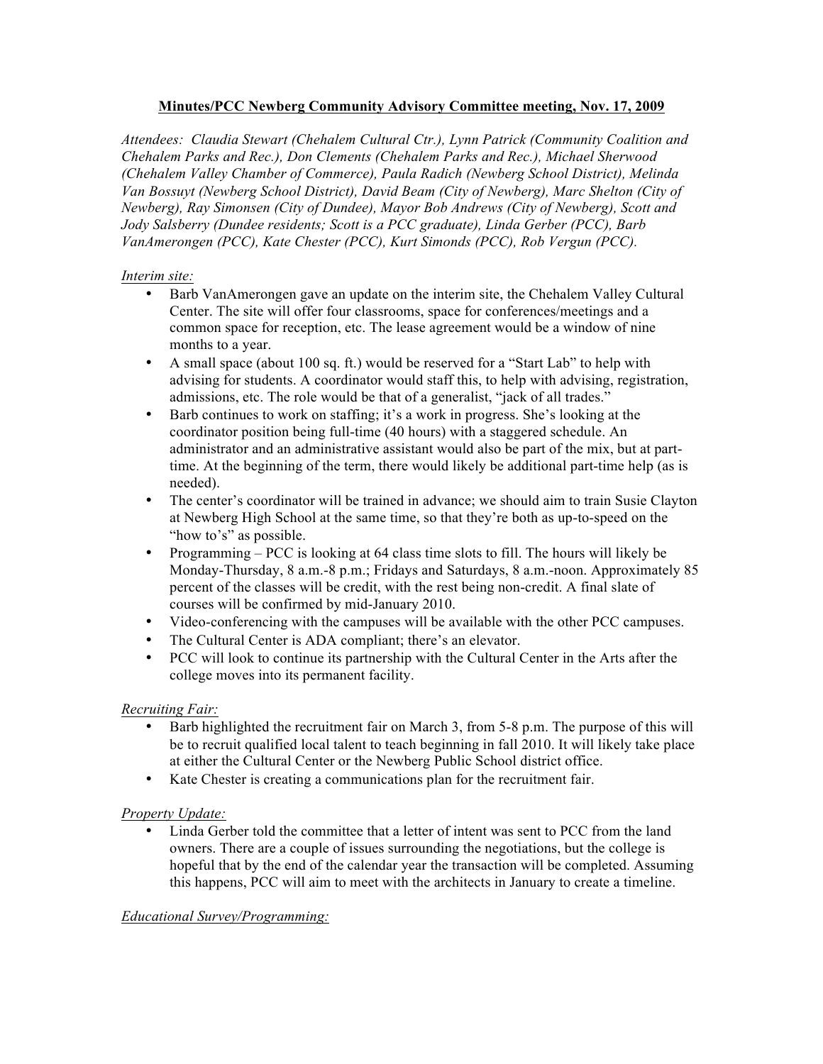**<u>Minutes/PCC Newberg Community Advisory Committee meeting, Nov. 17, 2009</u>**

*Attendees: Claudia Stewart (Chehalem Cultural Ctr.), Lynn Patrick (Community Coalition and Chehalem Parks and Rec.), Don Clements (Chehalem Parks and Rec.), Michael Sherwood (Chehalem Valley Chamber of Commerce), Paula Radich (Newberg School District), Melinda Van Bossuyt (Newberg School District), David Beam (City of Newberg), Marc Shelton (City of Newberg), Ray Simonsen (City of Dundee), Mayor Bob Andrews (City of Newberg), Scott and Jody Salsberry (Dundee residents; Scott is a PCC graduate), Linda Gerber (PCC), Barb VanAmerongen (PCC), Kate Chester (PCC), Kurt Simonds (PCC), Rob Vergun (PCC).*

*<u>Interim site:</u>*

- Barb VanAmerongen gave an update on the interim site, the Chehalem Valley Cultural Center. The site will offer four classrooms, space for conferences/meetings and a common space for reception, etc. The lease agreement would be a window of nine months to a year.
- A small space (about 100 sq. ft.) would be reserved for a "Start Lab" to help with advising for students. A coordinator would staff this, to help with advising, registration, admissions, etc. The role would be that of a generalist, "jack of all trades."
- Barb continues to work on staffing; it's a work in progress. She's looking at the coordinator position being full-time (40 hours) with a staggered schedule. An administrator and an administrative assistant would also be part of the mix, but at part-time. At the beginning of the term, there would likely be additional part-time help (as is needed).
- The center's coordinator will be trained in advance; we should aim to train Susie Clayton at Newberg High School at the same time, so that they're both as up-to-speed on the "how to's" as possible.
- Programming – PCC is looking at 64 class time slots to fill. The hours will likely be Monday-Thursday, 8 a.m.-8 p.m.; Fridays and Saturdays, 8 a.m.-noon. Approximately 85 percent of the classes will be credit, with the rest being non-credit. A final slate of courses will be confirmed by mid-January 2010.
- Video-conferencing with the campuses will be available with the other PCC campuses.
- The Cultural Center is ADA compliant; there's an elevator.
- PCC will look to continue its partnership with the Cultural Center in the Arts after the college moves into its permanent facility.

*<u>Recruiting Fair:</u>*

- Barb highlighted the recruitment fair on March 3, from 5-8 p.m. The purpose of this will be to recruit qualified local talent to teach beginning in fall 2010. It will likely take place at either the Cultural Center or the Newberg Public School district office.
- Kate Chester is creating a communications plan for the recruitment fair.

*<u>Property Update:</u>*

- Linda Gerber told the committee that a letter of intent was sent to PCC from the land owners. There are a couple of issues surrounding the negotiations, but the college is hopeful that by the end of the calendar year the transaction will be completed. Assuming this happens, PCC will aim to meet with the architects in January to create a timeline.

*<u>Educational Survey/Programming:</u>*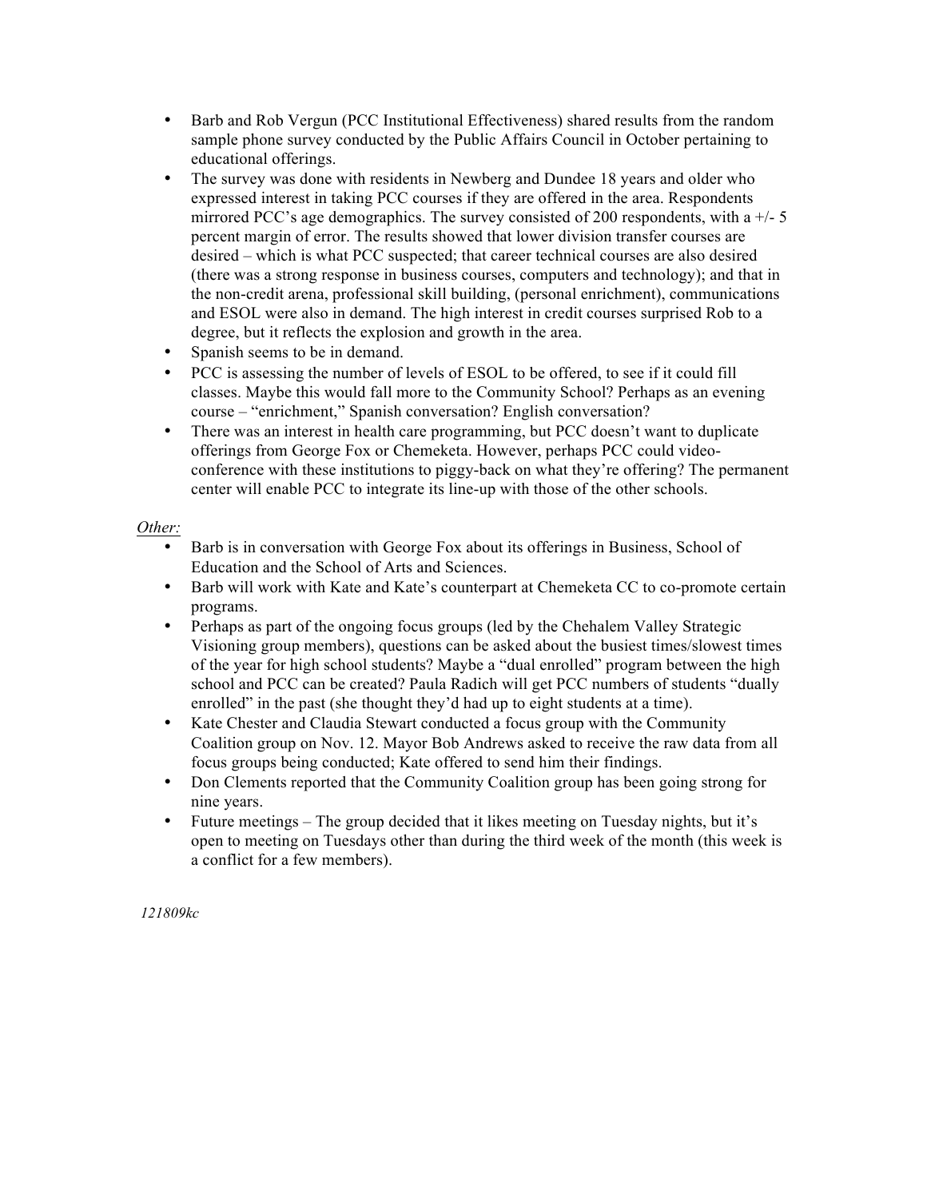- Barb and Rob Vergun (PCC Institutional Effectiveness) shared results from the random sample phone survey conducted by the Public Affairs Council in October pertaining to educational offerings.
- The survey was done with residents in Newberg and Dundee 18 years and older who expressed interest in taking PCC courses if they are offered in the area. Respondents mirrored PCC's age demographics. The survey consisted of 200 respondents, with a +/- 5 percent margin of error. The results showed that lower division transfer courses are desired – which is what PCC suspected; that career technical courses are also desired (there was a strong response in business courses, computers and technology); and that in the non-credit arena, professional skill building, (personal enrichment), communications and ESOL were also in demand. The high interest in credit courses surprised Rob to a degree, but it reflects the explosion and growth in the area.
- Spanish seems to be in demand.
- PCC is assessing the number of levels of ESOL to be offered, to see if it could fill classes. Maybe this would fall more to the Community School? Perhaps as an evening course – "enrichment," Spanish conversation? English conversation?
- There was an interest in health care programming, but PCC doesn't want to duplicate offerings from George Fox or Chemeketa. However, perhaps PCC could video-conference with these institutions to piggy-back on what they're offering? The permanent center will enable PCC to integrate its line-up with those of the other schools.

*<u>Other:</u>*

- Barb is in conversation with George Fox about its offerings in Business, School of Education and the School of Arts and Sciences.
- Barb will work with Kate and Kate's counterpart at Chemeketa CC to co-promote certain programs.
- Perhaps as part of the ongoing focus groups (led by the Chehalem Valley Strategic Visioning group members), questions can be asked about the busiest times/slowest times of the year for high school students? Maybe a "dual enrolled" program between the high school and PCC can be created? Paula Radich will get PCC numbers of students "dually enrolled" in the past (she thought they'd had up to eight students at a time).
- Kate Chester and Claudia Stewart conducted a focus group with the Community Coalition group on Nov. 12. Mayor Bob Andrews asked to receive the raw data from all focus groups being conducted; Kate offered to send him their findings.
- Don Clements reported that the Community Coalition group has been going strong for nine years.
- Future meetings – The group decided that it likes meeting on Tuesday nights, but it's open to meeting on Tuesdays other than during the third week of the month (this week is a conflict for a few members).

*121809kc*